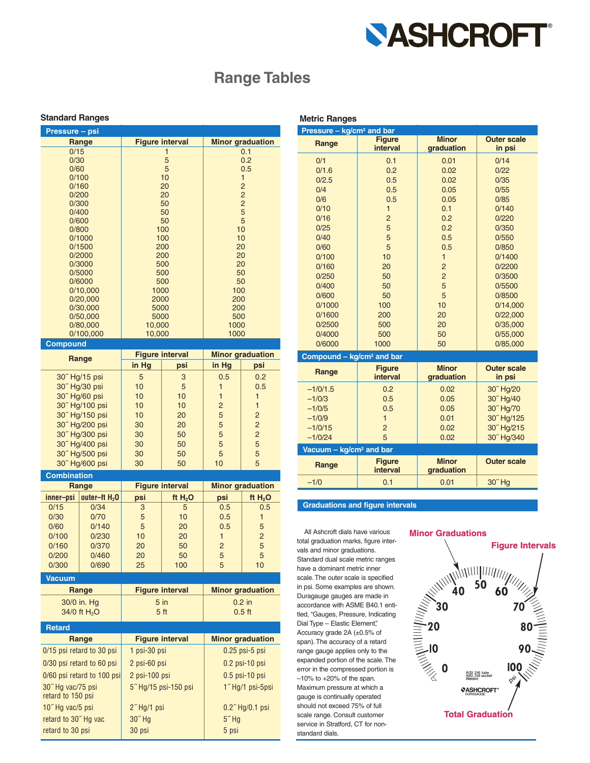# Range Tables

## Standard Ranges

### Pressure – psi

| Range | Figure interval | Minor graduation |
|---|---|---|
| 0/15 | 1 | 0.1 |
| 0/30 | 5 | 0.2 |
| 0/60 | 5 | 0.5 |
| 0/100 | 10 | 1 |
| 0/160 | 20 | 2 |
| 0/200 | 20 | 2 |
| 0/300 | 50 | 2 |
| 0/400 | 50 | 5 |
| 0/600 | 50 | 5 |
| 0/800 | 100 | 10 |
| 0/1000 | 100 | 10 |
| 0/1500 | 200 | 20 |
| 0/2000 | 200 | 20 |
| 0/3000 | 500 | 20 |
| 0/5000 | 500 | 50 |
| 0/6000 | 500 | 50 |
| 0/10,000 | 1000 | 100 |
| 0/20,000 | 2000 | 200 |
| 0/30,000 | 5000 | 200 |
| 0/50,000 | 5000 | 500 |
| 0/80,000 | 10,000 | 1000 |
| 0/100,000 | 10,000 | 1000 |

### Compound

| Range | Figure interval | | Minor graduation | |
|---|---|---|---|---|
| | in Hg | psi | in Hg | psi |
| 30˝ Hg/15 psi | 5 | 3 | 0.5 | 0.2 |
| 30˝ Hg/30 psi | 10 | 5 | 1 | 0.5 |
| 30˝ Hg/60 psi | 10 | 10 | 1 | 1 |
| 30˝ Hg/100 psi | 10 | 10 | 2 | 1 |
| 30˝ Hg/150 psi | 10 | 20 | 5 | 2 |
| 30˝ Hg/200 psi | 30 | 20 | 5 | 2 |
| 30˝ Hg/300 psi | 30 | 50 | 5 | 2 |
| 30˝ Hg/400 psi | 30 | 50 | 5 | 5 |
| 30˝ Hg/500 psi | 30 | 50 | 5 | 5 |
| 30˝ Hg/600 psi | 30 | 50 | 10 | 5 |

### Combination

| Range | | Figure interval | | Minor graduation | |
|---|---|---|---|---|---|
| inner–psi | outer–ft $H_2O$ | psi | ft $H_2O$ | psi | ft $H_2O$ |
| 0/15 | 0/34 | 3 | 5 | 0.5 | 0.5 |
| 0/30 | 0/70 | 5 | 10 | 0.5 | 1 |
| 0/60 | 0/140 | 5 | 20 | 0.5 | 5 |
| 0/100 | 0/230 | 10 | 20 | 1 | 2 |
| 0/160 | 0/370 | 20 | 50 | 2 | 5 |
| 0/200 | 0/460 | 20 | 50 | 5 | 5 |
| 0/300 | 0/690 | 25 | 100 | 5 | 10 |

### Vacuum

| Range | Figure interval | Minor graduation |
|---|---|---|
| 30/0 in. Hg | 5 in | 0.2 in |
| 34/0 ft $H_2O$ | 5 ft | 0.5 ft |

### Retard

| Range | Figure interval | Minor graduation |
|---|---|---|
| 0/15 psi retard to 30 psi | 1 psi-30 psi | 0.25 psi-5 psi |
| 0/30 psi retard to 60 psi | 2 psi-60 psi | 0.2 psi-10 psi |
| 0/60 psi retard to 100 psi | 2 psi-100 psi | 0.5 psi-10 psi |
| 30˝ Hg vac/75 psi retard to 150 psi | 5˝ Hg/15 psi-150 psi | 1˝ Hg/1 psi-5psi |
| 10˝ Hg vac/5 psi | 2˝ Hg/1 psi | 0.2˝ Hg/0.1 psi |
| retard to 30˝ Hg vac | 30˝ Hg | 5˝ Hg |
| retard to 30 psi | 30 psi | 5 psi |

## Metric Ranges

### Pressure – kg/cm² and bar

| Range | Figure interval | Minor graduation | Outer scale in psi |
|---|---|---|---|
| 0/1 | 0.1 | 0.01 | 0/14 |
| 0/1.6 | 0.2 | 0.02 | 0/22 |
| 0/2.5 | 0.5 | 0.02 | 0/35 |
| 0/4 | 0.5 | 0.05 | 0/55 |
| 0/6 | 0.5 | 0.05 | 0/85 |
| 0/10 | 1 | 0.1 | 0/140 |
| 0/16 | 2 | 0.2 | 0/220 |
| 0/25 | 5 | 0.2 | 0/350 |
| 0/40 | 5 | 0.5 | 0/550 |
| 0/60 | 5 | 0.5 | 0/850 |
| 0/100 | 10 | 1 | 0/1400 |
| 0/160 | 20 | 2 | 0/2200 |
| 0/250 | 50 | 2 | 0/3500 |
| 0/400 | 50 | 5 | 0/5500 |
| 0/600 | 50 | 5 | 0/8500 |
| 0/1000 | 100 | 10 | 0/14,000 |
| 0/1600 | 200 | 20 | 0/22,000 |
| 0/2500 | 500 | 20 | 0/35,000 |
| 0/4000 | 500 | 50 | 0/55,000 |
| 0/6000 | 1000 | 50 | 0/85,000 |

### Compound – kg/cm² and bar

| Range | Figure interval | Minor graduation | Outer scale in psi |
|---|---|---|---|
| –1/0/1.5 | 0.2 | 0.02 | 30˝ Hg/20 |
| –1/0/3 | 0.5 | 0.05 | 30˝ Hg/40 |
| –1/0/5 | 0.5 | 0.05 | 30˝ Hg/70 |
| –1/0/9 | 1 | 0.01 | 30˝ Hg/125 |
| –1/0/15 | 2 | 0.02 | 30˝ Hg/215 |
| –1/0/24 | 5 | 0.02 | 30˝ Hg/340 |

### Vacuum – kg/cm² and bar

| Range | Figure interval | Minor graduation | Outer scale |
|---|---|---|---|
| –1/0 | 0.1 | 0.01 | 30˝ Hg |

### Graduations and figure intervals

All Ashcroft dials have various total graduation marks, figure intervals and minor graduations. Standard dual scale metric ranges have a dominant metric inner scale. The outer scale is specified in psi. Some examples are shown. Duragauge gauges are made in accordance with ASME B40.1 entitled, "Gauges, Pressure, Indicating Dial Type – Elastic Element," Accuracy grade 2A (±0.5% of span). The accuracy of a retard range gauge applies only to the expanded portion of the scale. The error in the compressed portion is –10% to +20% of the span. Maximum pressure at which a gauge is continually operated should not exceed 75% of full scale range. Consult customer service in Stratford, CT for non-standard dials.

Minor Graduations

Figure Intervals

Total Graduation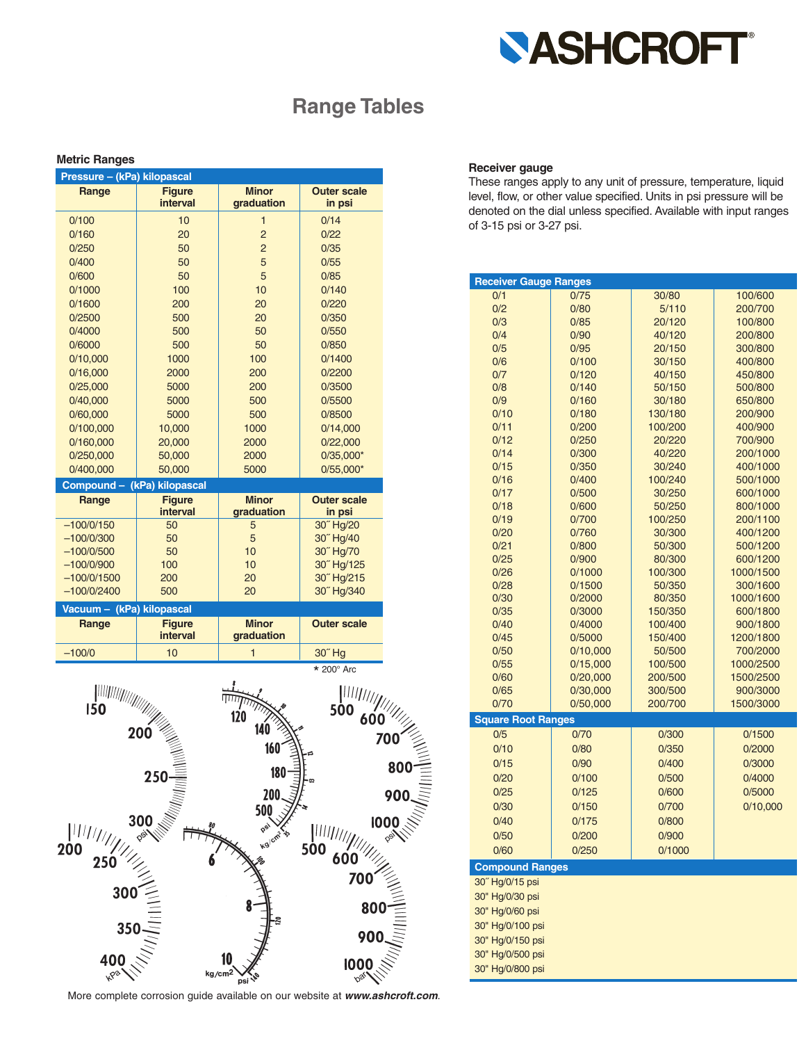# Range Tables

## Metric Ranges

| Pressure – (kPa) kilopascal | | | |
|---|---|---|---|
| **Range** | **Figure interval** | **Minor graduation** | **Outer scale in psi** |
| 0/100 | 10 | 1 | 0/14 |
| 0/160 | 20 | 2 | 0/22 |
| 0/250 | 50 | 2 | 0/35 |
| 0/400 | 50 | 5 | 0/55 |
| 0/600 | 50 | 5 | 0/85 |
| 0/1000 | 100 | 10 | 0/140 |
| 0/1600 | 200 | 20 | 0/220 |
| 0/2500 | 500 | 20 | 0/350 |
| 0/4000 | 500 | 50 | 0/550 |
| 0/6000 | 500 | 50 | 0/850 |
| 0/10,000 | 1000 | 100 | 0/1400 |
| 0/16,000 | 2000 | 200 | 0/2200 |
| 0/25,000 | 5000 | 200 | 0/3500 |
| 0/40,000 | 5000 | 500 | 0/5500 |
| 0/60,000 | 5000 | 500 | 0/8500 |
| 0/100,000 | 10,000 | 1000 | 0/14,000 |
| 0/160,000 | 20,000 | 2000 | 0/22,000 |
| 0/250,000 | 50,000 | 2000 | 0/35,000* |
| 0/400,000 | 50,000 | 5000 | 0/55,000* |

| Compound – (kPa) kilopascal | | | |
|---|---|---|---|
| **Range** | **Figure interval** | **Minor graduation** | **Outer scale in psi** |
| –100/0/150 | 50 | 5 | 30˝ Hg/20 |
| –100/0/300 | 50 | 5 | 30˝ Hg/40 |
| –100/0/500 | 50 | 10 | 30˝ Hg/70 |
| –100/0/900 | 100 | 10 | 30˝ Hg/125 |
| –100/0/1500 | 200 | 20 | 30˝ Hg/215 |
| –100/0/2400 | 500 | 20 | 30˝ Hg/340 |

| Vacuum – (kPa) kilopascal | | | |
|---|---|---|---|
| **Range** | **Figure interval** | **Minor graduation** | **Outer scale** |
| –100/0 | 10 | 1 | 30˝ Hg |

* 200° Arc

150
200
250
300
psi
200
250
300
350
400
kPa
120
140
160
180
200
500
psi
kg/cm²
6
8
10
kg/cm²
psi
500
600
700
800
900
1000
psi
500
600
700
800
900
1000
bar

## Receiver gauge

These ranges apply to any unit of pressure, temperature, liquid level, flow, or other value specified. Units in psi pressure will be denoted on the dial unless specified. Available with input ranges of 3-15 psi or 3-27 psi.

| Receiver Gauge Ranges | | | |
|---|---|---|---|
| 0/1 | 0/75 | 30/80 | 100/600 |
| 0/2 | 0/80 | 5/110 | 200/700 |
| 0/3 | 0/85 | 20/120 | 100/800 |
| 0/4 | 0/90 | 40/120 | 200/800 |
| 0/5 | 0/95 | 20/150 | 300/800 |
| 0/6 | 0/100 | 30/150 | 400/800 |
| 0/7 | 0/120 | 40/150 | 450/800 |
| 0/8 | 0/140 | 50/150 | 500/800 |
| 0/9 | 0/160 | 30/180 | 650/800 |
| 0/10 | 0/180 | 130/180 | 200/900 |
| 0/11 | 0/200 | 100/200 | 400/900 |
| 0/12 | 0/250 | 20/220 | 700/900 |
| 0/14 | 0/300 | 40/220 | 200/1000 |
| 0/15 | 0/350 | 30/240 | 400/1000 |
| 0/16 | 0/400 | 100/240 | 500/1000 |
| 0/17 | 0/500 | 30/250 | 600/1000 |
| 0/18 | 0/600 | 50/250 | 800/1000 |
| 0/19 | 0/700 | 100/250 | 200/1100 |
| 0/20 | 0/760 | 30/300 | 400/1200 |
| 0/21 | 0/800 | 50/300 | 500/1200 |
| 0/25 | 0/900 | 80/300 | 600/1200 |
| 0/26 | 0/1000 | 100/300 | 1000/1500 |
| 0/28 | 0/1500 | 50/350 | 300/1600 |
| 0/30 | 0/2000 | 80/350 | 1000/1600 |
| 0/35 | 0/3000 | 150/350 | 600/1800 |
| 0/40 | 0/4000 | 100/400 | 900/1800 |
| 0/45 | 0/5000 | 150/400 | 1200/1800 |
| 0/50 | 0/10,000 | 50/500 | 700/2000 |
| 0/55 | 0/15,000 | 100/500 | 1000/2500 |
| 0/60 | 0/20,000 | 200/500 | 1500/2500 |
| 0/65 | 0/30,000 | 300/500 | 900/3000 |
| 0/70 | 0/50,000 | 200/700 | 1500/3000 |

| Square Root Ranges | | | |
|---|---|---|---|
| 0/5 | 0/70 | 0/300 | 0/1500 |
| 0/10 | 0/80 | 0/350 | 0/2000 |
| 0/15 | 0/90 | 0/400 | 0/3000 |
| 0/20 | 0/100 | 0/500 | 0/4000 |
| 0/25 | 0/125 | 0/600 | 0/5000 |
| 0/30 | 0/150 | 0/700 | 0/10,000 |
| 0/40 | 0/175 | 0/800 | |
| 0/50 | 0/200 | 0/900 | |
| 0/60 | 0/250 | 0/1000 | |

| Compound Ranges |
|---|
| 30˝ Hg/0/15 psi |
| 30" Hg/0/30 psi |
| 30" Hg/0/60 psi |
| 30" Hg/0/100 psi |
| 30" Hg/0/150 psi |
| 30" Hg/0/500 psi |
| 30" Hg/0/800 psi |

More complete corrosion guide available on our website at ***www.ashcroft.com***.